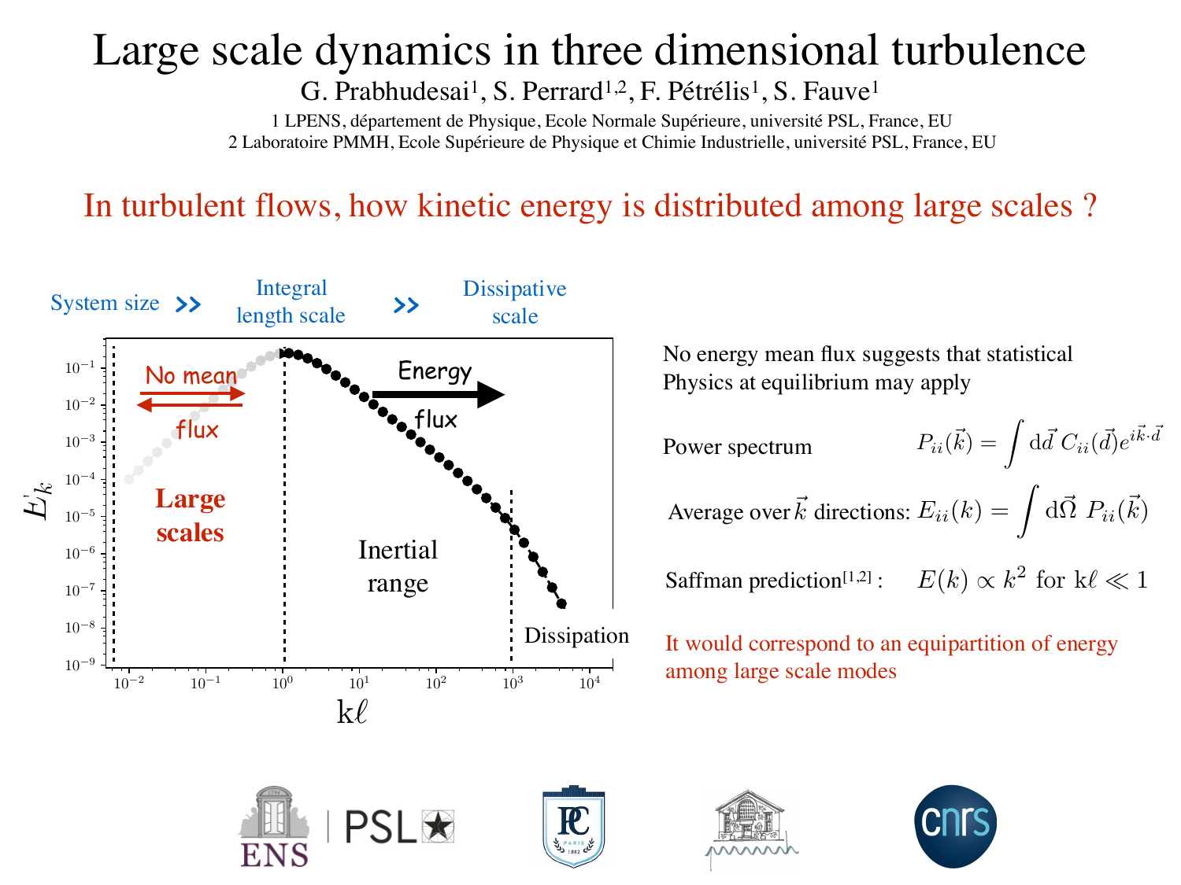# Large scale dynamics in three dimensional turbulence

G. Prabhudesai[1], S. Perrard[1,2], F. Pétrélis[1], S. Fauve[1]

1 LPENS, département de Physique, Ecole Normale Supérieure, université PSL, France, EU

2 Laboratoire PMMH, Ecole Supérieure de Physique et Chimie Industrielle, université PSL, France, EU

## In turbulent flows, how kinetic energy is distributed among large scales ?

System size >> Integral length scale >> Dissipative scale

No energy mean flux suggests that statistical Physics at equilibrium may apply

Power spectrum $$P_{ii}(\vec{k}) = \int \mathrm{d}\vec{d}\, C_{ii}(\vec{d}) e^{i\vec{k}\cdot\vec{d}}$$

Average over $\vec{k}$ directions: $$E_{ii}(k) = \int \mathrm{d}\vec{\Omega}\ P_{ii}(\vec{k})$$

Saffman prediction[1,2] : $$E(k) \propto k^2 \text{ for } k\ell \ll 1$$

It would correspond to an equipartition of energy among large scale modes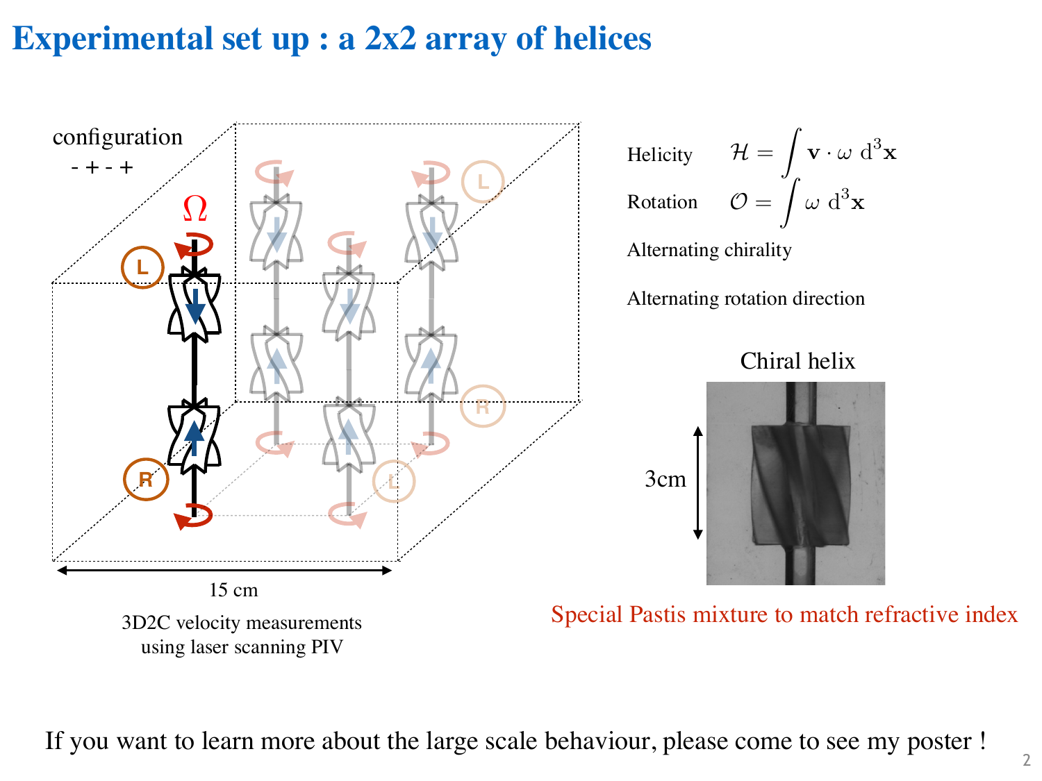# Experimental set up : a 2x2 array of helices

configuration
- + - +

Ω

L

R

15 cm

3D2C velocity measurements using laser scanning PIV

Helicity $\mathcal{H} = \int \mathbf{v} \cdot \omega \ \mathrm{d}^3\mathbf{x}$

Rotation $\mathcal{O} = \int \omega \ \mathrm{d}^3\mathbf{x}$

Alternating chirality

Alternating rotation direction

Chiral helix

3cm

Special Pastis mixture to match refractive index

If you want to learn more about the large scale behaviour, please come to see my poster !